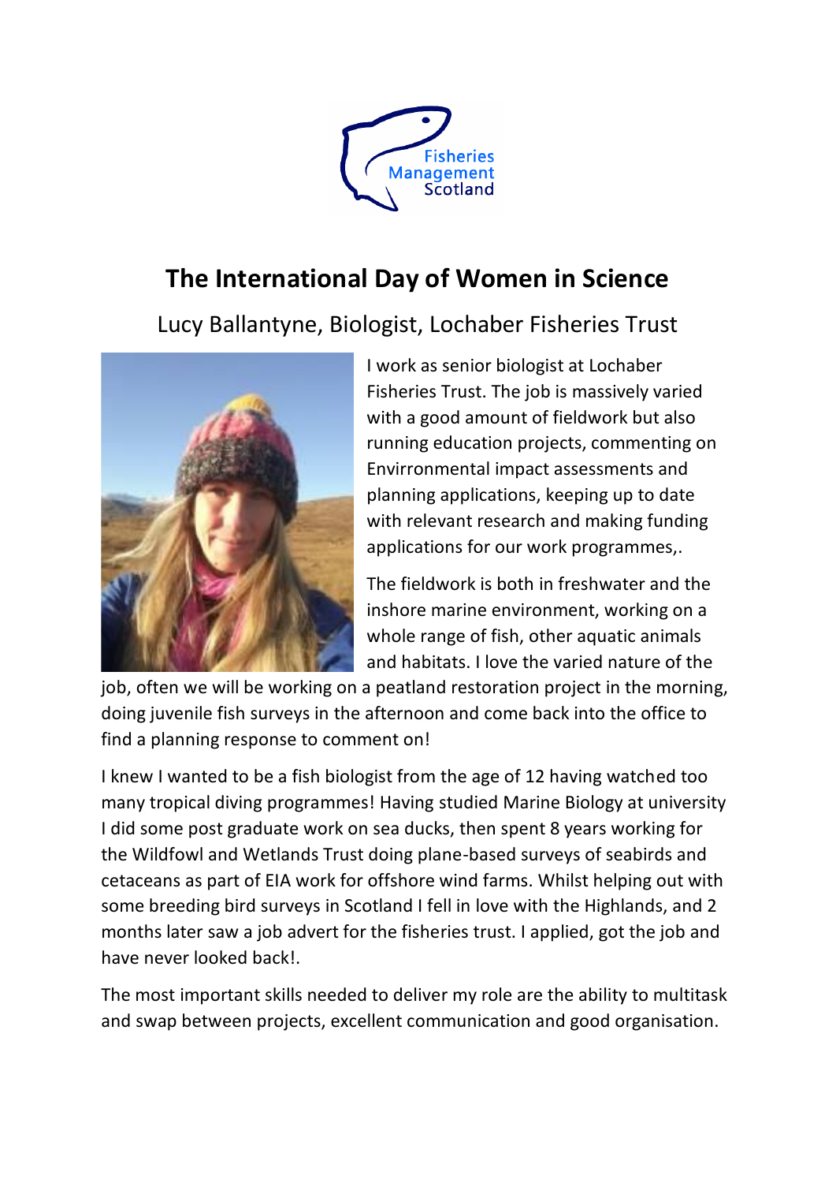# The International Day of Women in Science

## Lucy Ballantyne, Biologist, Lochaber Fisheries Trust

I work as senior biologist at Lochaber Fisheries Trust. The job is massively varied with a good amount of fieldwork but also running education projects, commenting on Envirronmental impact assessments and planning applications, keeping up to date with relevant research and making funding applications for our work programmes,.

The fieldwork is both in freshwater and the inshore marine environment, working on a whole range of fish, other aquatic animals and habitats. I love the varied nature of the job, often we will be working on a peatland restoration project in the morning, doing juvenile fish surveys in the afternoon and come back into the office to find a planning response to comment on!

I knew I wanted to be a fish biologist from the age of 12 having watched too many tropical diving programmes! Having studied Marine Biology at university I did some post graduate work on sea ducks, then spent 8 years working for the Wildfowl and Wetlands Trust doing plane-based surveys of seabirds and cetaceans as part of EIA work for offshore wind farms. Whilst helping out with some breeding bird surveys in Scotland I fell in love with the Highlands, and 2 months later saw a job advert for the fisheries trust. I applied, got the job and have never looked back!.

The most important skills needed to deliver my role are the ability to multitask and swap between projects, excellent communication and good organisation.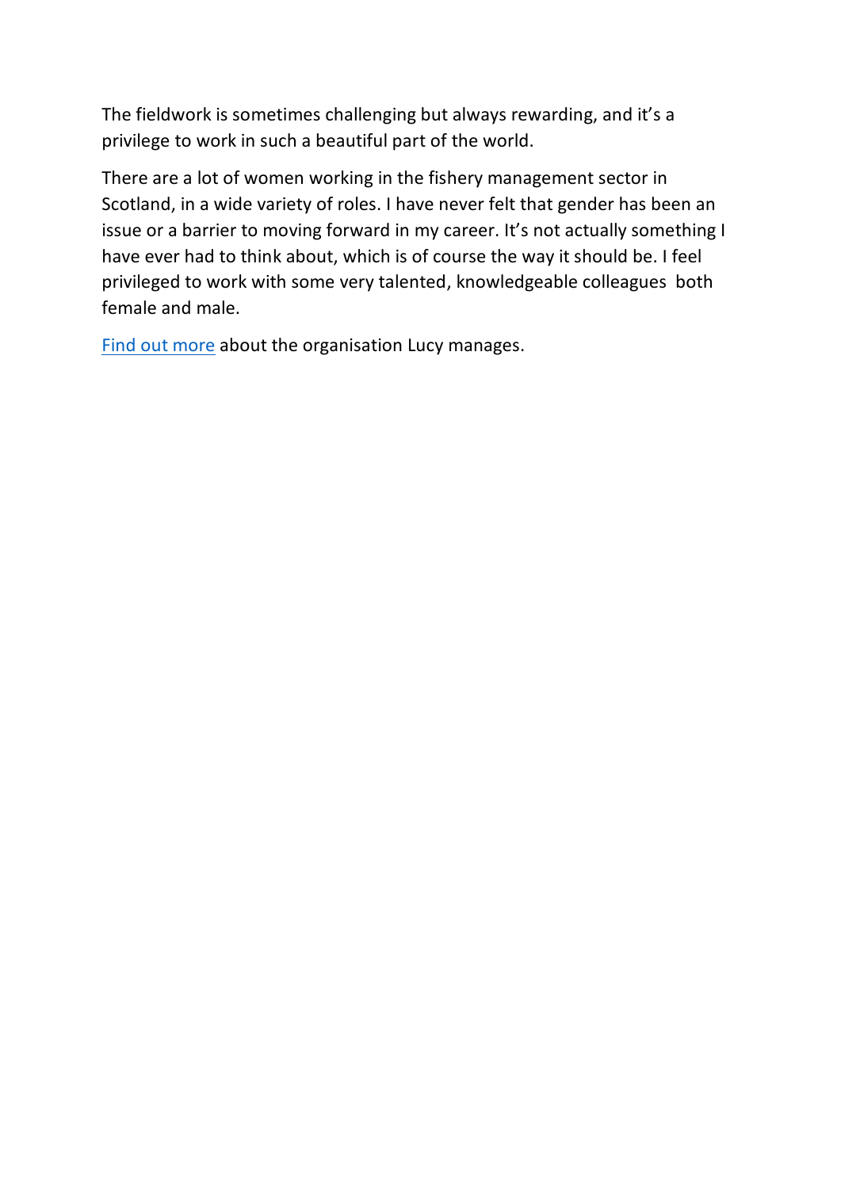The fieldwork is sometimes challenging but always rewarding, and it's a privilege to work in such a beautiful part of the world.

There are a lot of women working in the fishery management sector in Scotland, in a wide variety of roles. I have never felt that gender has been an issue or a barrier to moving forward in my career. It's not actually something I have ever had to think about, which is of course the way it should be. I feel privileged to work with some very talented, knowledgeable colleagues both female and male.

Find out more about the organisation Lucy manages.